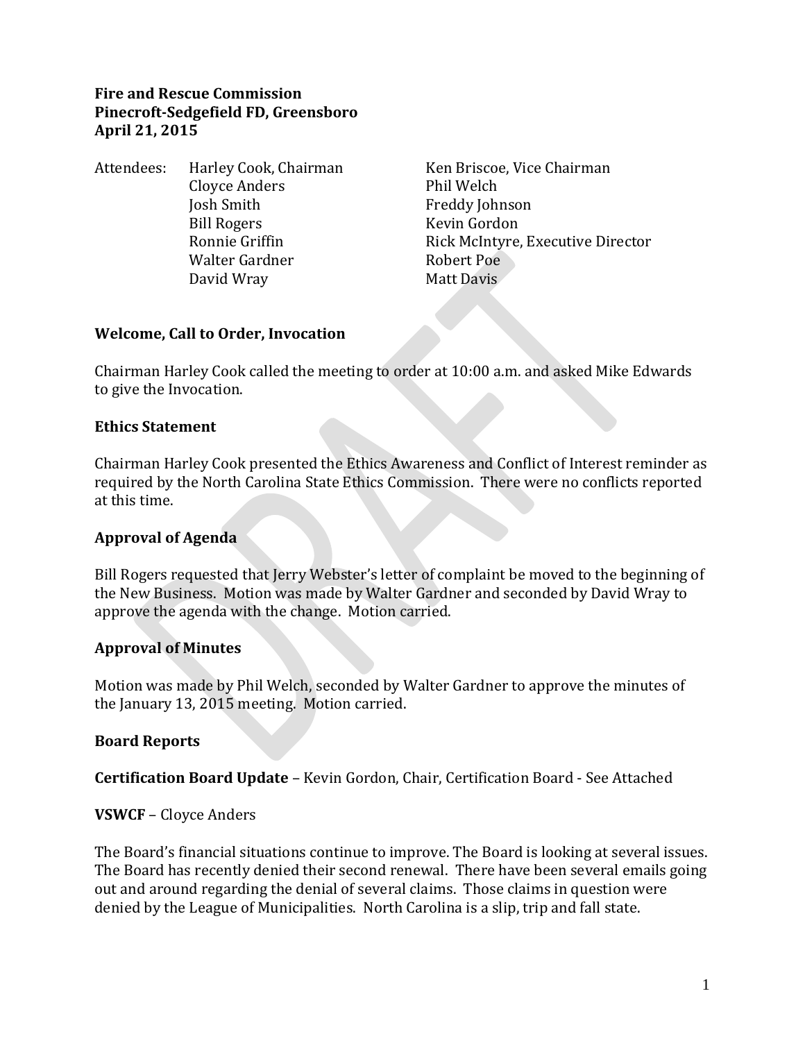**Fire and Rescue Commission**
**Pinecroft-Sedgefield FD, Greensboro**
**April 21, 2015**

Attendees:

| | |
|---|---|
| Harley Cook, Chairman | Ken Briscoe, Vice Chairman |
| Cloyce Anders | Phil Welch |
| Josh Smith | Freddy Johnson |
| Bill Rogers | Kevin Gordon |
| Ronnie Griffin | Rick McIntyre, Executive Director |
| Walter Gardner | Robert Poe |
| David Wray | Matt Davis |

### Welcome, Call to Order, Invocation

Chairman Harley Cook called the meeting to order at 10:00 a.m. and asked Mike Edwards to give the Invocation.

### Ethics Statement

Chairman Harley Cook presented the Ethics Awareness and Conflict of Interest reminder as required by the North Carolina State Ethics Commission. There were no conflicts reported at this time.

### Approval of Agenda

Bill Rogers requested that Jerry Webster's letter of complaint be moved to the beginning of the New Business. Motion was made by Walter Gardner and seconded by David Wray to approve the agenda with the change. Motion carried.

### Approval of Minutes

Motion was made by Phil Welch, seconded by Walter Gardner to approve the minutes of the January 13, 2015 meeting. Motion carried.

### Board Reports

**Certification Board Update** – Kevin Gordon, Chair, Certification Board - See Attached

**VSWCF** – Cloyce Anders

The Board's financial situations continue to improve. The Board is looking at several issues. The Board has recently denied their second renewal. There have been several emails going out and around regarding the denial of several claims. Those claims in question were denied by the League of Municipalities. North Carolina is a slip, trip and fall state.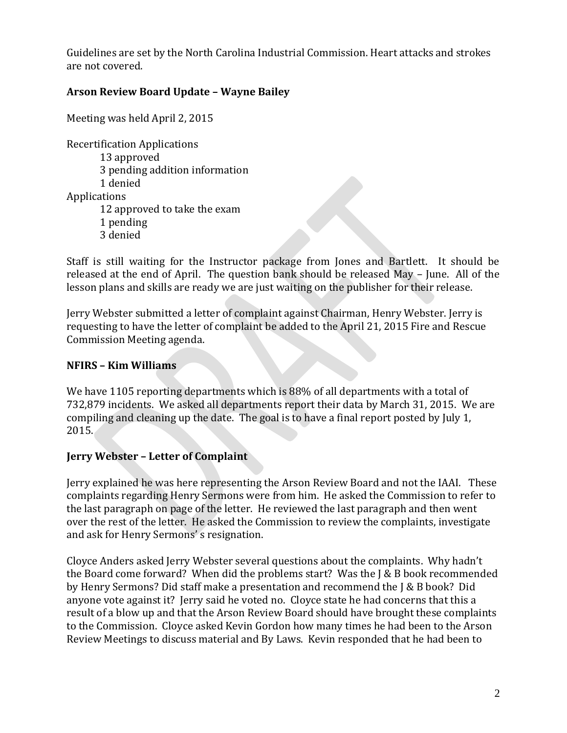Guidelines are set by the North Carolina Industrial Commission. Heart attacks and strokes are not covered.

## Arson Review Board Update – Wayne Bailey

Meeting was held April 2, 2015

Recertification Applications
- 13 approved
- 3 pending addition information
- 1 denied

Applications
- 12 approved to take the exam
- 1 pending
- 3 denied

Staff is still waiting for the Instructor package from Jones and Bartlett. It should be released at the end of April. The question bank should be released May – June. All of the lesson plans and skills are ready we are just waiting on the publisher for their release.

Jerry Webster submitted a letter of complaint against Chairman, Henry Webster. Jerry is requesting to have the letter of complaint be added to the April 21, 2015 Fire and Rescue Commission Meeting agenda.

## NFIRS – Kim Williams

We have 1105 reporting departments which is 88% of all departments with a total of 732,879 incidents. We asked all departments report their data by March 31, 2015. We are compiling and cleaning up the date. The goal is to have a final report posted by July 1, 2015.

## Jerry Webster – Letter of Complaint

Jerry explained he was here representing the Arson Review Board and not the IAAI. These complaints regarding Henry Sermons were from him. He asked the Commission to refer to the last paragraph on page of the letter. He reviewed the last paragraph and then went over the rest of the letter. He asked the Commission to review the complaints, investigate and ask for Henry Sermons' s resignation.

Cloyce Anders asked Jerry Webster several questions about the complaints. Why hadn't the Board come forward? When did the problems start? Was the J & B book recommended by Henry Sermons? Did staff make a presentation and recommend the J & B book? Did anyone vote against it? Jerry said he voted no. Cloyce state he had concerns that this a result of a blow up and that the Arson Review Board should have brought these complaints to the Commission. Cloyce asked Kevin Gordon how many times he had been to the Arson Review Meetings to discuss material and By Laws. Kevin responded that he had been to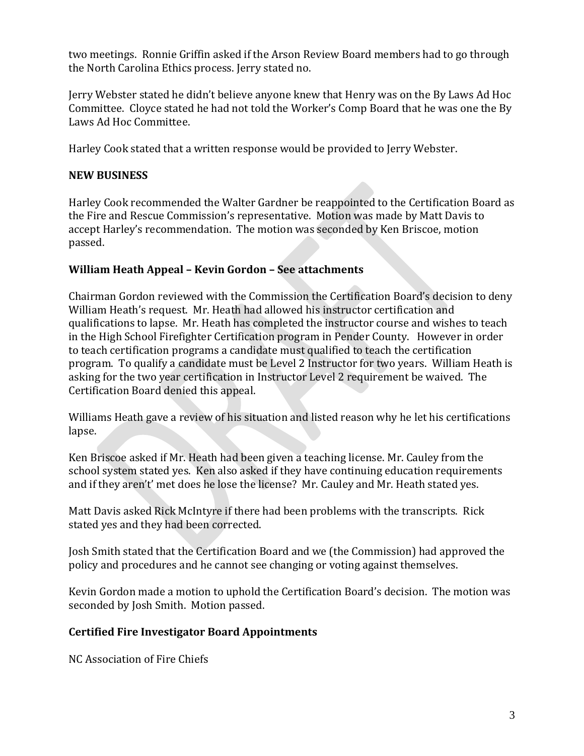two meetings. Ronnie Griffin asked if the Arson Review Board members had to go through the North Carolina Ethics process. Jerry stated no.

Jerry Webster stated he didn't believe anyone knew that Henry was on the By Laws Ad Hoc Committee. Cloyce stated he had not told the Worker's Comp Board that he was one the By Laws Ad Hoc Committee.

Harley Cook stated that a written response would be provided to Jerry Webster.

**NEW BUSINESS**

Harley Cook recommended the Walter Gardner be reappointed to the Certification Board as the Fire and Rescue Commission's representative. Motion was made by Matt Davis to accept Harley's recommendation. The motion was seconded by Ken Briscoe, motion passed.

**William Heath Appeal – Kevin Gordon – See attachments**

Chairman Gordon reviewed with the Commission the Certification Board's decision to deny William Heath's request. Mr. Heath had allowed his instructor certification and qualifications to lapse. Mr. Heath has completed the instructor course and wishes to teach in the High School Firefighter Certification program in Pender County. However in order to teach certification programs a candidate must qualified to teach the certification program. To qualify a candidate must be Level 2 Instructor for two years. William Heath is asking for the two year certification in Instructor Level 2 requirement be waived. The Certification Board denied this appeal.

Williams Heath gave a review of his situation and listed reason why he let his certifications lapse.

Ken Briscoe asked if Mr. Heath had been given a teaching license. Mr. Cauley from the school system stated yes. Ken also asked if they have continuing education requirements and if they aren't' met does he lose the license? Mr. Cauley and Mr. Heath stated yes.

Matt Davis asked Rick McIntyre if there had been problems with the transcripts. Rick stated yes and they had been corrected.

Josh Smith stated that the Certification Board and we (the Commission) had approved the policy and procedures and he cannot see changing or voting against themselves.

Kevin Gordon made a motion to uphold the Certification Board's decision. The motion was seconded by Josh Smith. Motion passed.

**Certified Fire Investigator Board Appointments**

NC Association of Fire Chiefs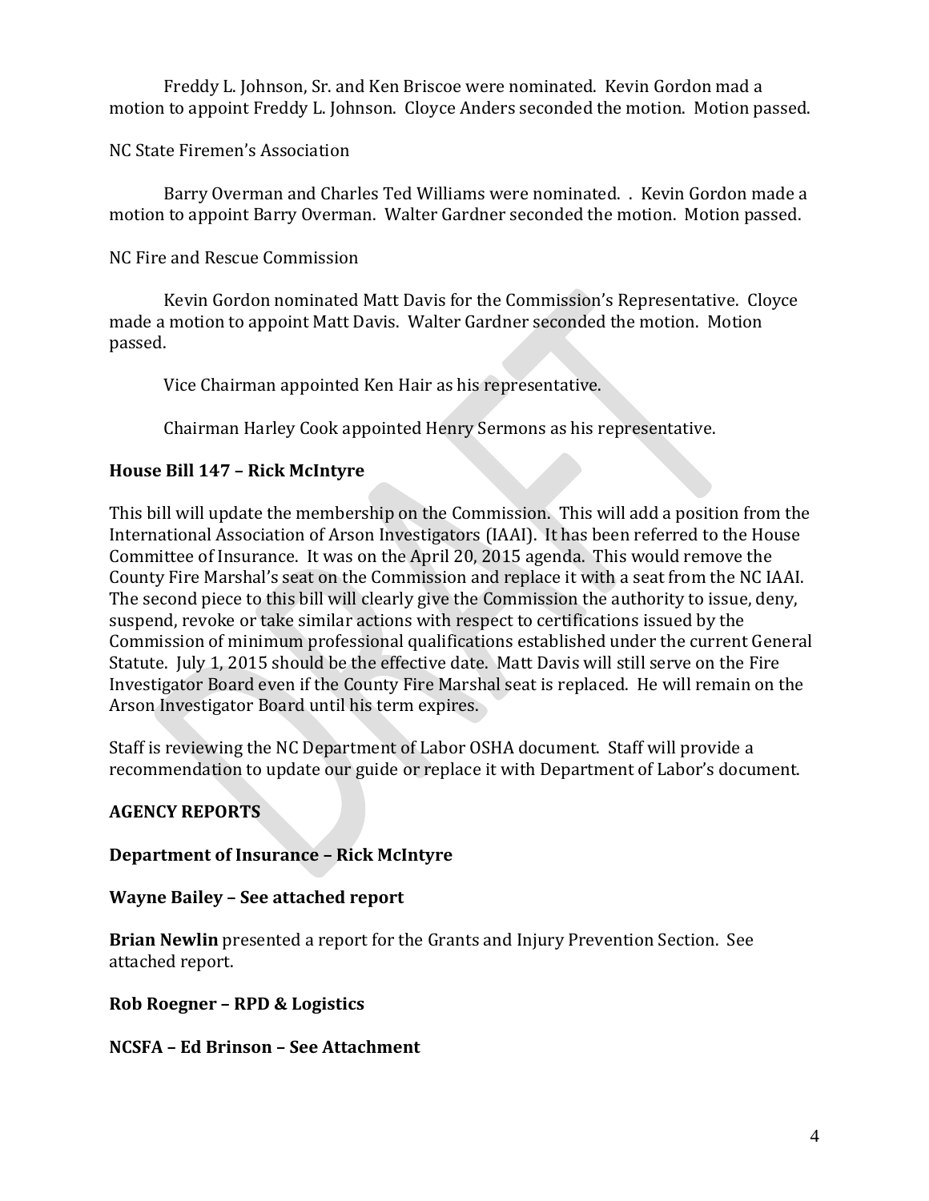Freddy L. Johnson, Sr. and Ken Briscoe were nominated. Kevin Gordon mad a motion to appoint Freddy L. Johnson. Cloyce Anders seconded the motion. Motion passed.

NC State Firemen's Association

Barry Overman and Charles Ted Williams were nominated. . Kevin Gordon made a motion to appoint Barry Overman. Walter Gardner seconded the motion. Motion passed.

NC Fire and Rescue Commission

Kevin Gordon nominated Matt Davis for the Commission's Representative. Cloyce made a motion to appoint Matt Davis. Walter Gardner seconded the motion. Motion passed.

Vice Chairman appointed Ken Hair as his representative.

Chairman Harley Cook appointed Henry Sermons as his representative.

**House Bill 147 – Rick McIntyre**

This bill will update the membership on the Commission. This will add a position from the International Association of Arson Investigators (IAAI). It has been referred to the House Committee of Insurance. It was on the April 20, 2015 agenda. This would remove the County Fire Marshal's seat on the Commission and replace it with a seat from the NC IAAI. The second piece to this bill will clearly give the Commission the authority to issue, deny, suspend, revoke or take similar actions with respect to certifications issued by the Commission of minimum professional qualifications established under the current General Statute. July 1, 2015 should be the effective date. Matt Davis will still serve on the Fire Investigator Board even if the County Fire Marshal seat is replaced. He will remain on the Arson Investigator Board until his term expires.

Staff is reviewing the NC Department of Labor OSHA document. Staff will provide a recommendation to update our guide or replace it with Department of Labor's document.

**AGENCY REPORTS**

**Department of Insurance – Rick McIntyre**

**Wayne Bailey – See attached report**

**Brian Newlin** presented a report for the Grants and Injury Prevention Section. See attached report.

**Rob Roegner – RPD & Logistics**

**NCSFA – Ed Brinson – See Attachment**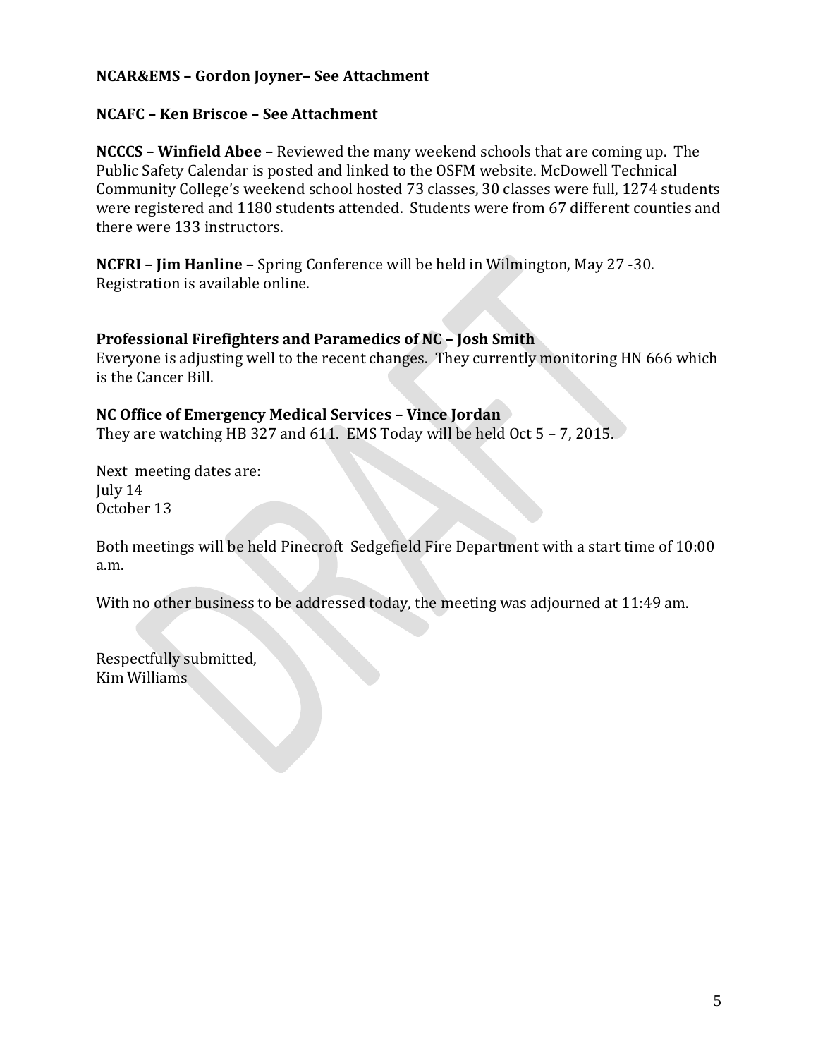**NCAR&EMS – Gordon Joyner– See Attachment**

**NCAFC – Ken Briscoe – See Attachment**

**NCCCS – Winfield Abee –** Reviewed the many weekend schools that are coming up. The Public Safety Calendar is posted and linked to the OSFM website. McDowell Technical Community College's weekend school hosted 73 classes, 30 classes were full, 1274 students were registered and 1180 students attended. Students were from 67 different counties and there were 133 instructors.

**NCFRI – Jim Hanline –** Spring Conference will be held in Wilmington, May 27 -30. Registration is available online.

**Professional Firefighters and Paramedics of NC – Josh Smith**
Everyone is adjusting well to the recent changes. They currently monitoring HN 666 which is the Cancer Bill.

**NC Office of Emergency Medical Services – Vince Jordan**
They are watching HB 327 and 611. EMS Today will be held Oct 5 – 7, 2015.

Next meeting dates are:
July 14
October 13

Both meetings will be held Pinecroft Sedgefield Fire Department with a start time of 10:00 a.m.

With no other business to be addressed today, the meeting was adjourned at 11:49 am.

Respectfully submitted,
Kim Williams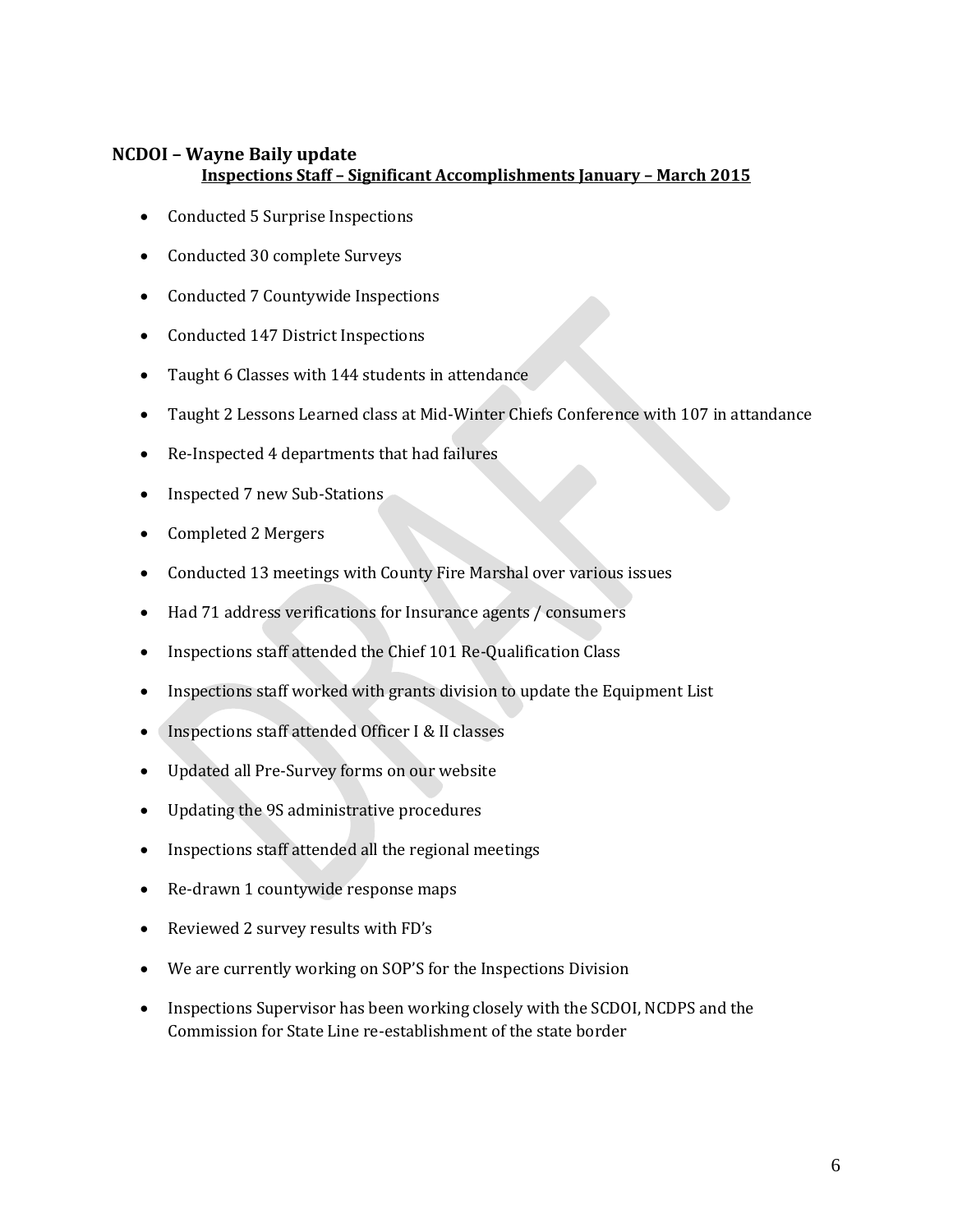### NCDOI – Wayne Baily update

**Inspections Staff – Significant Accomplishments January – March 2015**

- Conducted 5 Surprise Inspections
- Conducted 30 complete Surveys
- Conducted 7 Countywide Inspections
- Conducted 147 District Inspections
- Taught 6 Classes with 144 students in attendance
- Taught 2 Lessons Learned class at Mid-Winter Chiefs Conference with 107 in attandance
- Re-Inspected 4 departments that had failures
- Inspected 7 new Sub-Stations
- Completed 2 Mergers
- Conducted 13 meetings with County Fire Marshal over various issues
- Had 71 address verifications for Insurance agents / consumers
- Inspections staff attended the Chief 101 Re-Qualification Class
- Inspections staff worked with grants division to update the Equipment List
- Inspections staff attended Officer I & II classes
- Updated all Pre-Survey forms on our website
- Updating the 9S administrative procedures
- Inspections staff attended all the regional meetings
- Re-drawn 1 countywide response maps
- Reviewed 2 survey results with FD's
- We are currently working on SOP'S for the Inspections Division
- Inspections Supervisor has been working closely with the SCDOI, NCDPS and the Commission for State Line re-establishment of the state border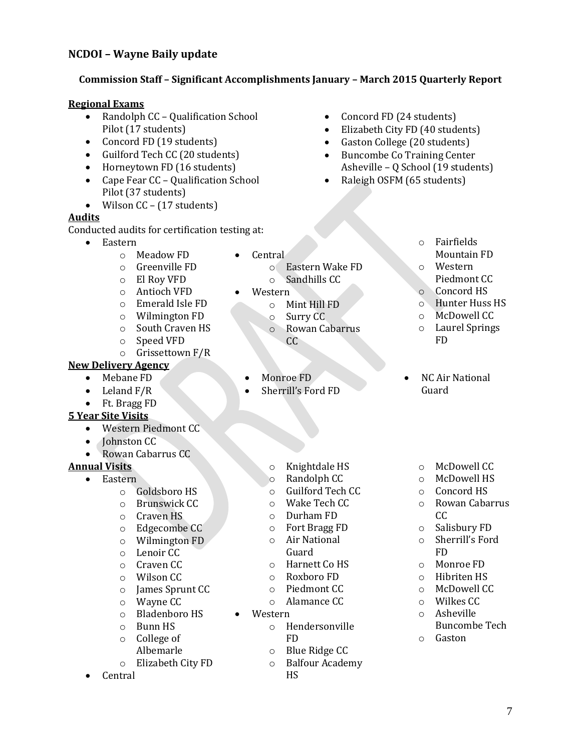### NCDOI – Wayne Baily update

#### Commission Staff – Significant Accomplishments January – March 2015 Quarterly Report

**Regional Exams**

- Randolph CC – Qualification School Pilot (17 students)
- Concord FD (19 students)
- Guilford Tech CC (20 students)
- Horneytown FD (16 students)
- Cape Fear CC – Qualification School Pilot (37 students)
- Wilson CC – (17 students)
- Concord FD (24 students)
- Elizabeth City FD (40 students)
- Gaston College (20 students)
- Buncombe Co Training Center Asheville – Q School (19 students)
- Raleigh OSFM (65 students)

**Audits**

Conducted audits for certification testing at:

- Eastern
  - Meadow FD
  - Greenville FD
  - El Roy VFD
  - Antioch VFD
  - Emerald Isle FD
  - Wilmington FD
  - South Craven HS
  - Speed VFD
  - Grissettown F/R
- Central
  - Eastern Wake FD
  - Sandhills CC
- Western
  - Mint Hill FD
  - Surry CC
  - Rowan Cabarrus CC
  - Fairfields Mountain FD
  - Western Piedmont CC
  - Concord HS
  - Hunter Huss HS
  - McDowell CC
  - Laurel Springs FD

**New Delivery Agency**

- Mebane FD
- Leland F/R
- Ft. Bragg FD
- Monroe FD
- Sherrill's Ford FD
- NC Air National Guard

**5 Year Site Visits**

- Western Piedmont CC
- Johnston CC
- Rowan Cabarrus CC

**Annual Visits**

- Eastern
  - Goldsboro HS
  - Brunswick CC
  - Craven HS
  - Edgecombe CC
  - Wilmington FD
  - Lenoir CC
  - Craven CC
  - Wilson CC
  - James Sprunt CC
  - Wayne CC
  - Bladenboro HS
  - Bunn HS
  - College of Albemarle
  - Elizabeth City FD
- Central
  - Knightdale HS
  - Randolph CC
  - Guilford Tech CC
  - Wake Tech CC
  - Durham FD
  - Fort Bragg FD
  - Air National Guard
  - Harnett Co HS
  - Roxboro FD
  - Piedmont CC
  - Alamance CC
- Western
  - Hendersonville FD
  - Blue Ridge CC
  - Balfour Academy HS
  - McDowell CC
  - McDowell HS
  - Concord HS
  - Rowan Cabarrus CC
  - Salisbury FD
  - Sherrill's Ford FD
  - Monroe FD
  - Hibriten HS
  - McDowell CC
  - Wilkes CC
  - Asheville Buncombe Tech
  - Gaston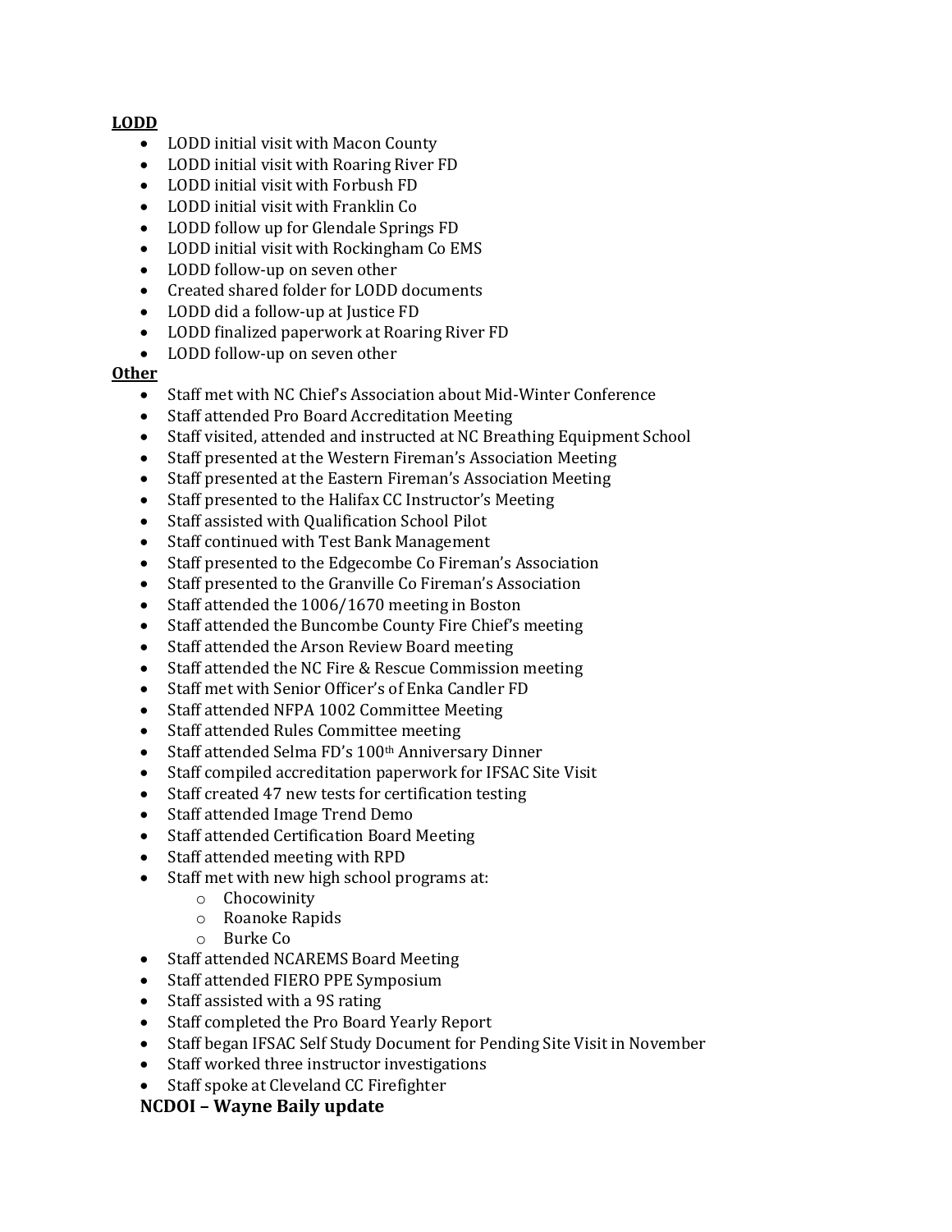**LODD**

- LODD initial visit with Macon County
- LODD initial visit with Roaring River FD
- LODD initial visit with Forbush FD
- LODD initial visit with Franklin Co
- LODD follow up for Glendale Springs FD
- LODD initial visit with Rockingham Co EMS
- LODD follow-up on seven other
- Created shared folder for LODD documents
- LODD did a follow-up at Justice FD
- LODD finalized paperwork at Roaring River FD
- LODD follow-up on seven other

**Other**

- Staff met with NC Chief's Association about Mid-Winter Conference
- Staff attended Pro Board Accreditation Meeting
- Staff visited, attended and instructed at NC Breathing Equipment School
- Staff presented at the Western Fireman's Association Meeting
- Staff presented at the Eastern Fireman's Association Meeting
- Staff presented to the Halifax CC Instructor's Meeting
- Staff assisted with Qualification School Pilot
- Staff continued with Test Bank Management
- Staff presented to the Edgecombe Co Fireman's Association
- Staff presented to the Granville Co Fireman's Association
- Staff attended the 1006/1670 meeting in Boston
- Staff attended the Buncombe County Fire Chief's meeting
- Staff attended the Arson Review Board meeting
- Staff attended the NC Fire & Rescue Commission meeting
- Staff met with Senior Officer's of Enka Candler FD
- Staff attended NFPA 1002 Committee Meeting
- Staff attended Rules Committee meeting
- Staff attended Selma FD's 100th Anniversary Dinner
- Staff compiled accreditation paperwork for IFSAC Site Visit
- Staff created 47 new tests for certification testing
- Staff attended Image Trend Demo
- Staff attended Certification Board Meeting
- Staff attended meeting with RPD
- Staff met with new high school programs at:
  - Chocowinity
  - Roanoke Rapids
  - Burke Co
- Staff attended NCAREMS Board Meeting
- Staff attended FIERO PPE Symposium
- Staff assisted with a 9S rating
- Staff completed the Pro Board Yearly Report
- Staff began IFSAC Self Study Document for Pending Site Visit in November
- Staff worked three instructor investigations
- Staff spoke at Cleveland CC Firefighter

**NCDOI – Wayne Baily update**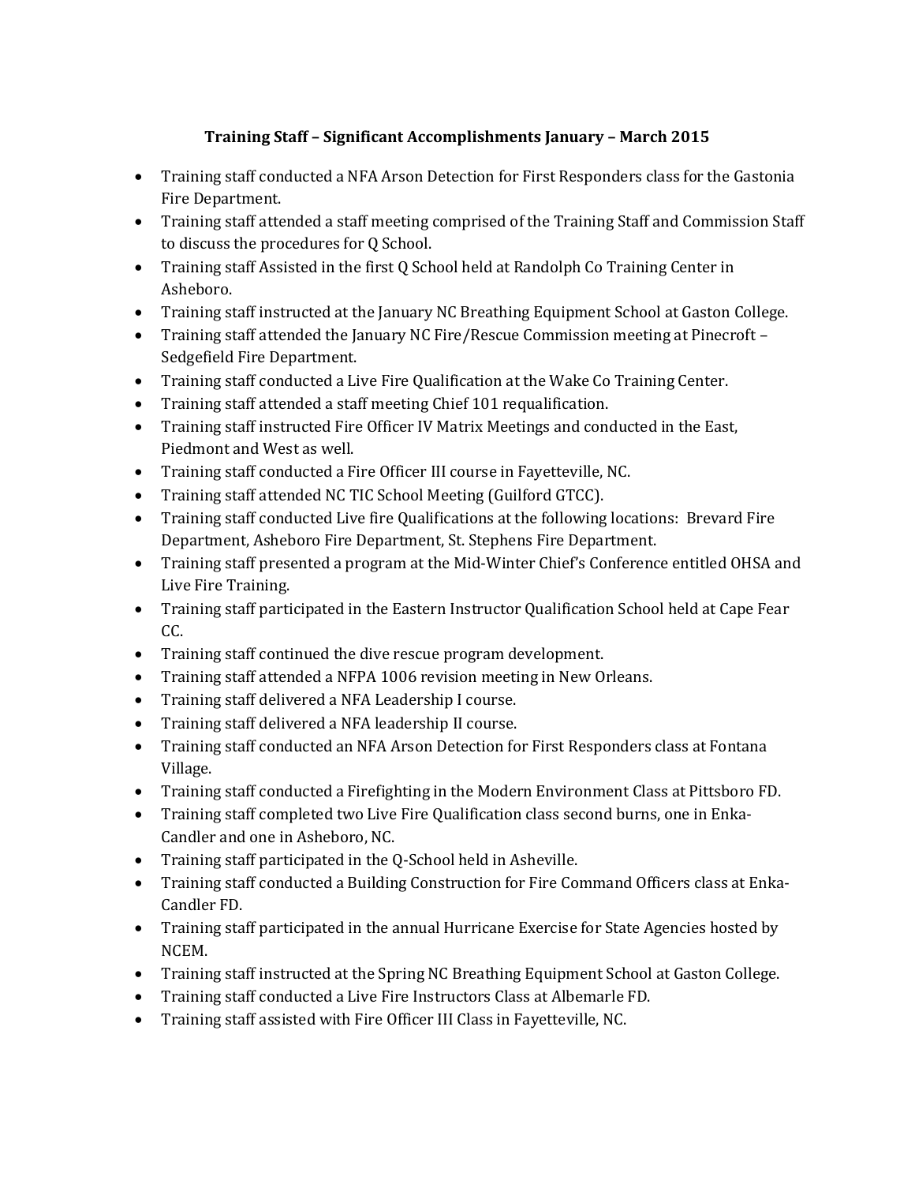### Training Staff – Significant Accomplishments January – March 2015

- Training staff conducted a NFA Arson Detection for First Responders class for the Gastonia Fire Department.
- Training staff attended a staff meeting comprised of the Training Staff and Commission Staff to discuss the procedures for Q School.
- Training staff Assisted in the first Q School held at Randolph Co Training Center in Asheboro.
- Training staff instructed at the January NC Breathing Equipment School at Gaston College.
- Training staff attended the January NC Fire/Rescue Commission meeting at Pinecroft – Sedgefield Fire Department.
- Training staff conducted a Live Fire Qualification at the Wake Co Training Center.
- Training staff attended a staff meeting Chief 101 requalification.
- Training staff instructed Fire Officer IV Matrix Meetings and conducted in the East, Piedmont and West as well.
- Training staff conducted a Fire Officer III course in Fayetteville, NC.
- Training staff attended NC TIC School Meeting (Guilford GTCC).
- Training staff conducted Live fire Qualifications at the following locations: Brevard Fire Department, Asheboro Fire Department, St. Stephens Fire Department.
- Training staff presented a program at the Mid-Winter Chief's Conference entitled OHSA and Live Fire Training.
- Training staff participated in the Eastern Instructor Qualification School held at Cape Fear CC.
- Training staff continued the dive rescue program development.
- Training staff attended a NFPA 1006 revision meeting in New Orleans.
- Training staff delivered a NFA Leadership I course.
- Training staff delivered a NFA leadership II course.
- Training staff conducted an NFA Arson Detection for First Responders class at Fontana Village.
- Training staff conducted a Firefighting in the Modern Environment Class at Pittsboro FD.
- Training staff completed two Live Fire Qualification class second burns, one in Enka-Candler and one in Asheboro, NC.
- Training staff participated in the Q-School held in Asheville.
- Training staff conducted a Building Construction for Fire Command Officers class at Enka-Candler FD.
- Training staff participated in the annual Hurricane Exercise for State Agencies hosted by NCEM.
- Training staff instructed at the Spring NC Breathing Equipment School at Gaston College.
- Training staff conducted a Live Fire Instructors Class at Albemarle FD.
- Training staff assisted with Fire Officer III Class in Fayetteville, NC.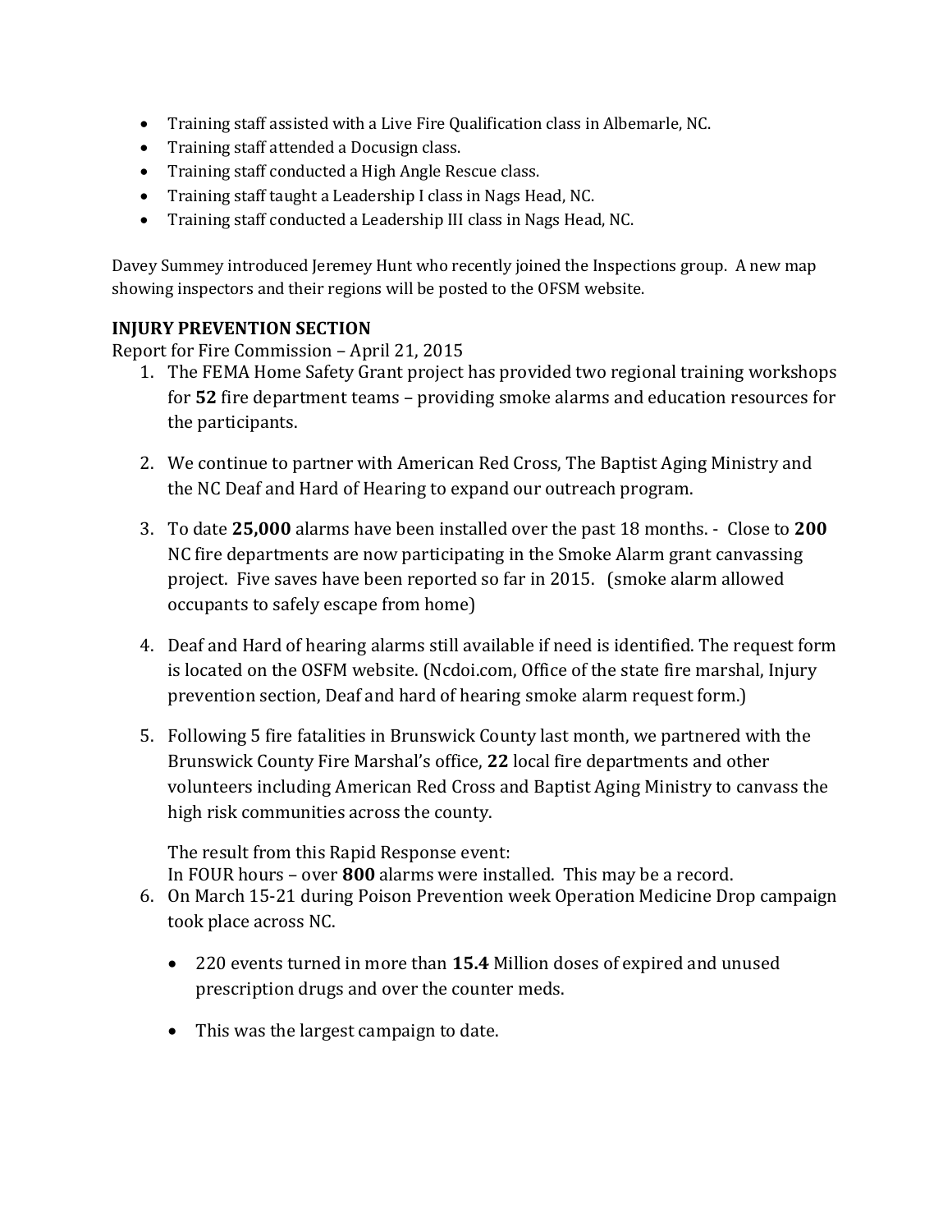- Training staff assisted with a Live Fire Qualification class in Albemarle, NC.
- Training staff attended a Docusign class.
- Training staff conducted a High Angle Rescue class.
- Training staff taught a Leadership I class in Nags Head, NC.
- Training staff conducted a Leadership III class in Nags Head, NC.

Davey Summey introduced Jeremey Hunt who recently joined the Inspections group. A new map showing inspectors and their regions will be posted to the OFSM website.

### INJURY PREVENTION SECTION

Report for Fire Commission – April 21, 2015

1. The FEMA Home Safety Grant project has provided two regional training workshops for **52** fire department teams – providing smoke alarms and education resources for the participants.

2. We continue to partner with American Red Cross, The Baptist Aging Ministry and the NC Deaf and Hard of Hearing to expand our outreach program.

3. To date **25,000** alarms have been installed over the past 18 months. - Close to **200** NC fire departments are now participating in the Smoke Alarm grant canvassing project. Five saves have been reported so far in 2015. (smoke alarm allowed occupants to safely escape from home)

4. Deaf and Hard of hearing alarms still available if need is identified. The request form is located on the OSFM website. (Ncdoi.com, Office of the state fire marshal, Injury prevention section, Deaf and hard of hearing smoke alarm request form.)

5. Following 5 fire fatalities in Brunswick County last month, we partnered with the Brunswick County Fire Marshal's office, **22** local fire departments and other volunteers including American Red Cross and Baptist Aging Ministry to canvass the high risk communities across the county.

   The result from this Rapid Response event:
   In FOUR hours – over **800** alarms were installed. This may be a record.
6. On March 15-21 during Poison Prevention week Operation Medicine Drop campaign took place across NC.

   - 220 events turned in more than **15.4** Million doses of expired and unused prescription drugs and over the counter meds.

   - This was the largest campaign to date.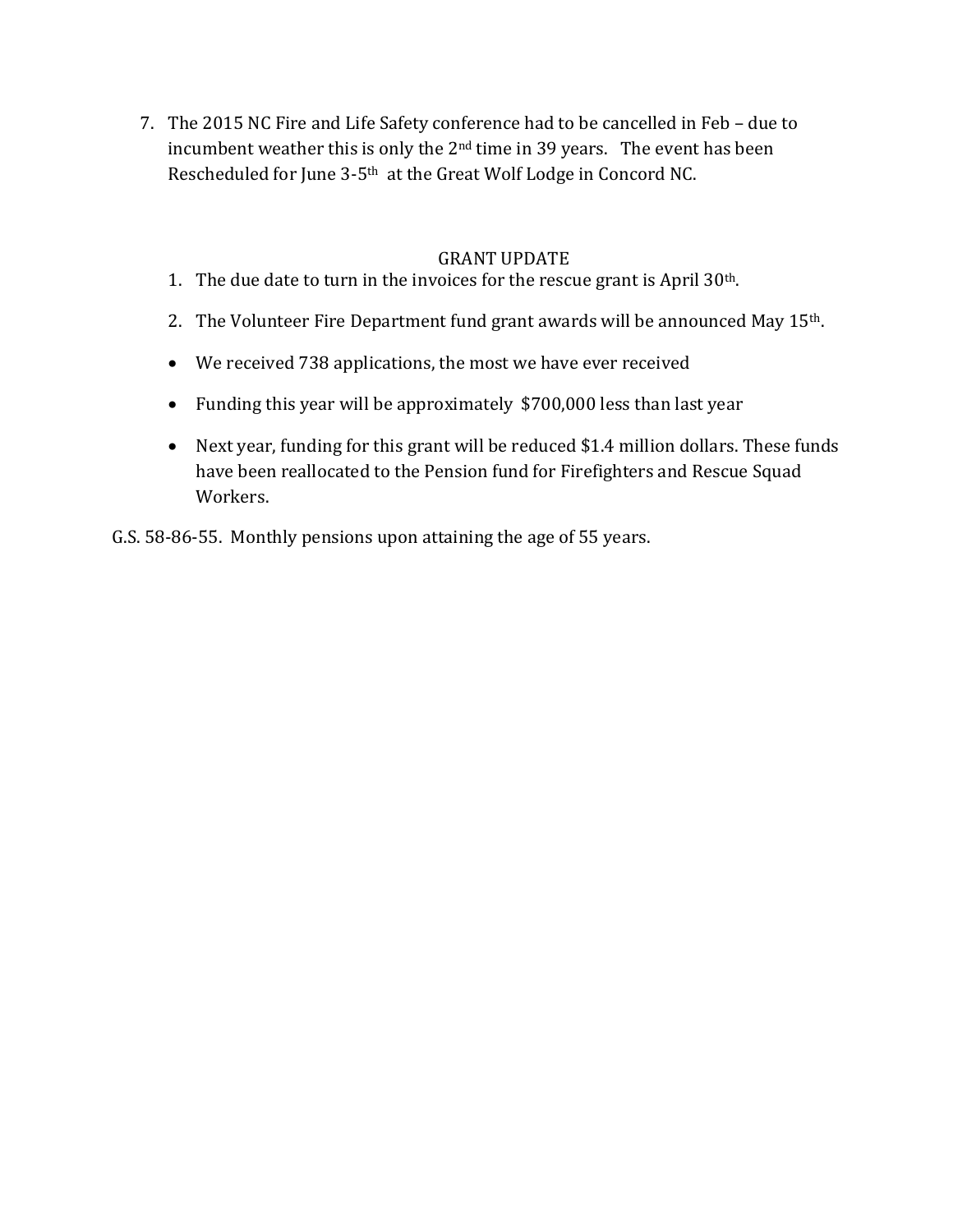7. The 2015 NC Fire and Life Safety conference had to be cancelled in Feb – due to incumbent weather this is only the 2nd time in 39 years. The event has been Rescheduled for June 3-5th at the Great Wolf Lodge in Concord NC.

GRANT UPDATE

1. The due date to turn in the invoices for the rescue grant is April 30th.
2. The Volunteer Fire Department fund grant awards will be announced May 15th.

- We received 738 applications, the most we have ever received
- Funding this year will be approximately $700,000 less than last year
- Next year, funding for this grant will be reduced $1.4 million dollars. These funds have been reallocated to the Pension fund for Firefighters and Rescue Squad Workers.

G.S. 58-86-55. Monthly pensions upon attaining the age of 55 years.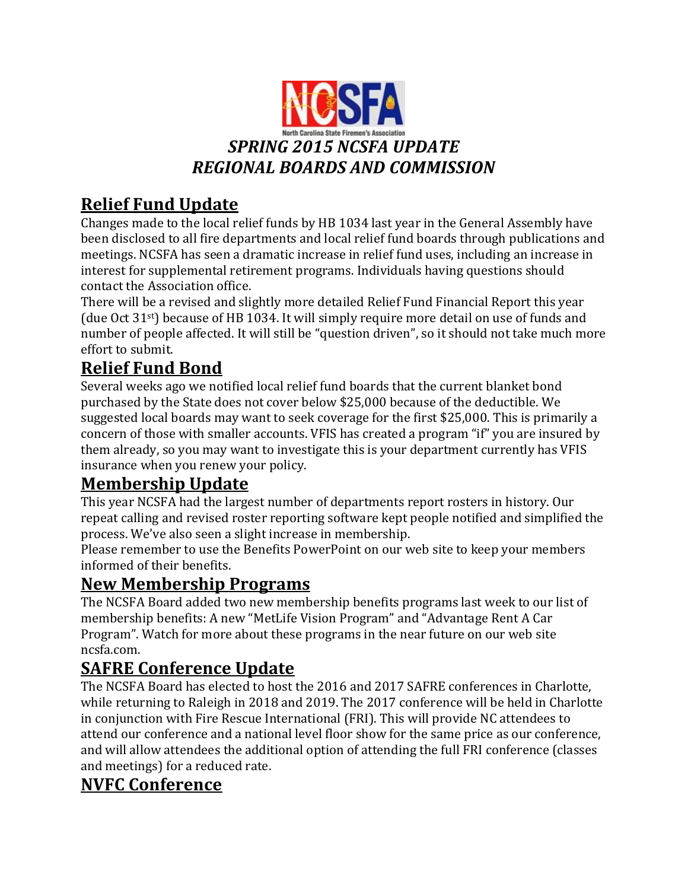# *SPRING 2015 NCSFA UPDATE*
# *REGIONAL BOARDS AND COMMISSION*

## Relief Fund Update

Changes made to the local relief funds by HB 1034 last year in the General Assembly have been disclosed to all fire departments and local relief fund boards through publications and meetings. NCSFA has seen a dramatic increase in relief fund uses, including an increase in interest for supplemental retirement programs. Individuals having questions should contact the Association office.

There will be a revised and slightly more detailed Relief Fund Financial Report this year (due Oct 31st) because of HB 1034. It will simply require more detail on use of funds and number of people affected. It will still be "question driven", so it should not take much more effort to submit.

## Relief Fund Bond

Several weeks ago we notified local relief fund boards that the current blanket bond purchased by the State does not cover below $25,000 because of the deductible. We suggested local boards may want to seek coverage for the first $25,000. This is primarily a concern of those with smaller accounts. VFIS has created a program "if" you are insured by them already, so you may want to investigate this is your department currently has VFIS insurance when you renew your policy.

## Membership Update

This year NCSFA had the largest number of departments report rosters in history. Our repeat calling and revised roster reporting software kept people notified and simplified the process. We've also seen a slight increase in membership.

Please remember to use the Benefits PowerPoint on our web site to keep your members informed of their benefits.

## New Membership Programs

The NCSFA Board added two new membership benefits programs last week to our list of membership benefits: A new "MetLife Vision Program" and "Advantage Rent A Car Program". Watch for more about these programs in the near future on our web site ncsfa.com.

## SAFRE Conference Update

The NCSFA Board has elected to host the 2016 and 2017 SAFRE conferences in Charlotte, while returning to Raleigh in 2018 and 2019. The 2017 conference will be held in Charlotte in conjunction with Fire Rescue International (FRI). This will provide NC attendees to attend our conference and a national level floor show for the same price as our conference, and will allow attendees the additional option of attending the full FRI conference (classes and meetings) for a reduced rate.

## NVFC Conference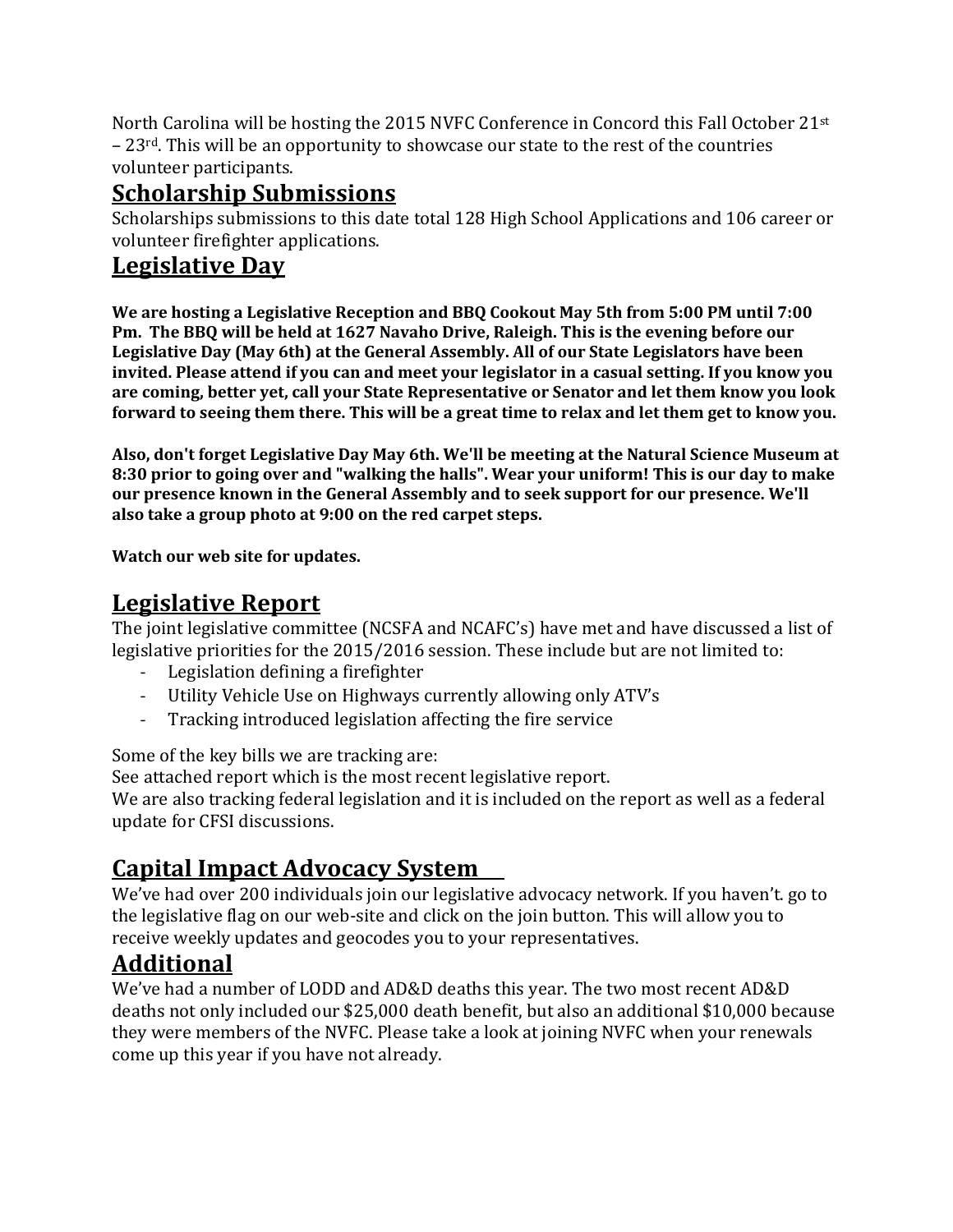North Carolina will be hosting the 2015 NVFC Conference in Concord this Fall October 21st – 23rd. This will be an opportunity to showcase our state to the rest of the countries volunteer participants.

## Scholarship Submissions

Scholarships submissions to this date total 128 High School Applications and 106 career or volunteer firefighter applications.

## Legislative Day

**We are hosting a Legislative Reception and BBQ Cookout May 5th from 5:00 PM until 7:00 Pm. The BBQ will be held at 1627 Navaho Drive, Raleigh. This is the evening before our Legislative Day (May 6th) at the General Assembly. All of our State Legislators have been invited. Please attend if you can and meet your legislator in a casual setting. If you know you are coming, better yet, call your State Representative or Senator and let them know you look forward to seeing them there. This will be a great time to relax and let them get to know you.**

**Also, don't forget Legislative Day May 6th. We'll be meeting at the Natural Science Museum at 8:30 prior to going over and "walking the halls". Wear your uniform! This is our day to make our presence known in the General Assembly and to seek support for our presence. We'll also take a group photo at 9:00 on the red carpet steps.**

**Watch our web site for updates.**

## Legislative Report

The joint legislative committee (NCSFA and NCAFC's) have met and have discussed a list of legislative priorities for the 2015/2016 session. These include but are not limited to:

- Legislation defining a firefighter
- Utility Vehicle Use on Highways currently allowing only ATV's
- Tracking introduced legislation affecting the fire service

Some of the key bills we are tracking are:
See attached report which is the most recent legislative report.
We are also tracking federal legislation and it is included on the report as well as a federal update for CFSI discussions.

## Capital Impact Advocacy System

We've had over 200 individuals join our legislative advocacy network. If you haven't. go to the legislative flag on our web-site and click on the join button. This will allow you to receive weekly updates and geocodes you to your representatives.

## Additional

We've had a number of LODD and AD&D deaths this year. The two most recent AD&D deaths not only included our $25,000 death benefit, but also an additional $10,000 because they were members of the NVFC. Please take a look at joining NVFC when your renewals come up this year if you have not already.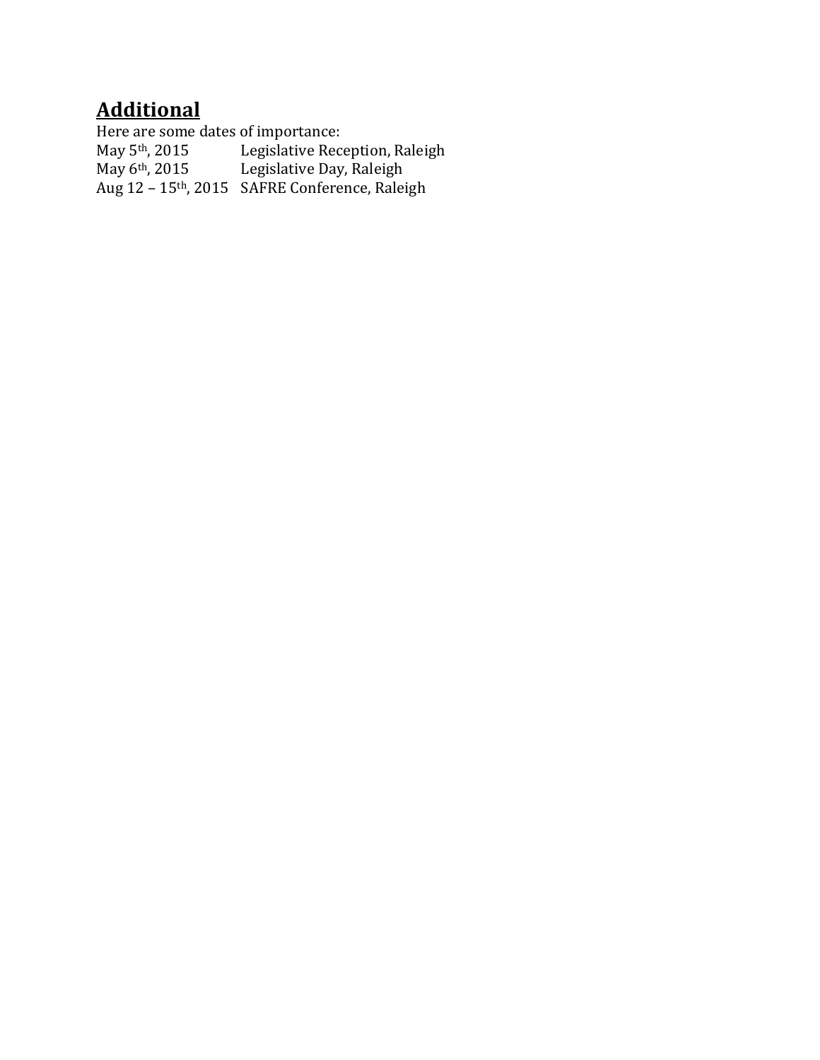## Additional

Here are some dates of importance:

May 5th, 2015 Legislative Reception, Raleigh
May 6th, 2015 Legislative Day, Raleigh
Aug 12 – 15th, 2015 SAFRE Conference, Raleigh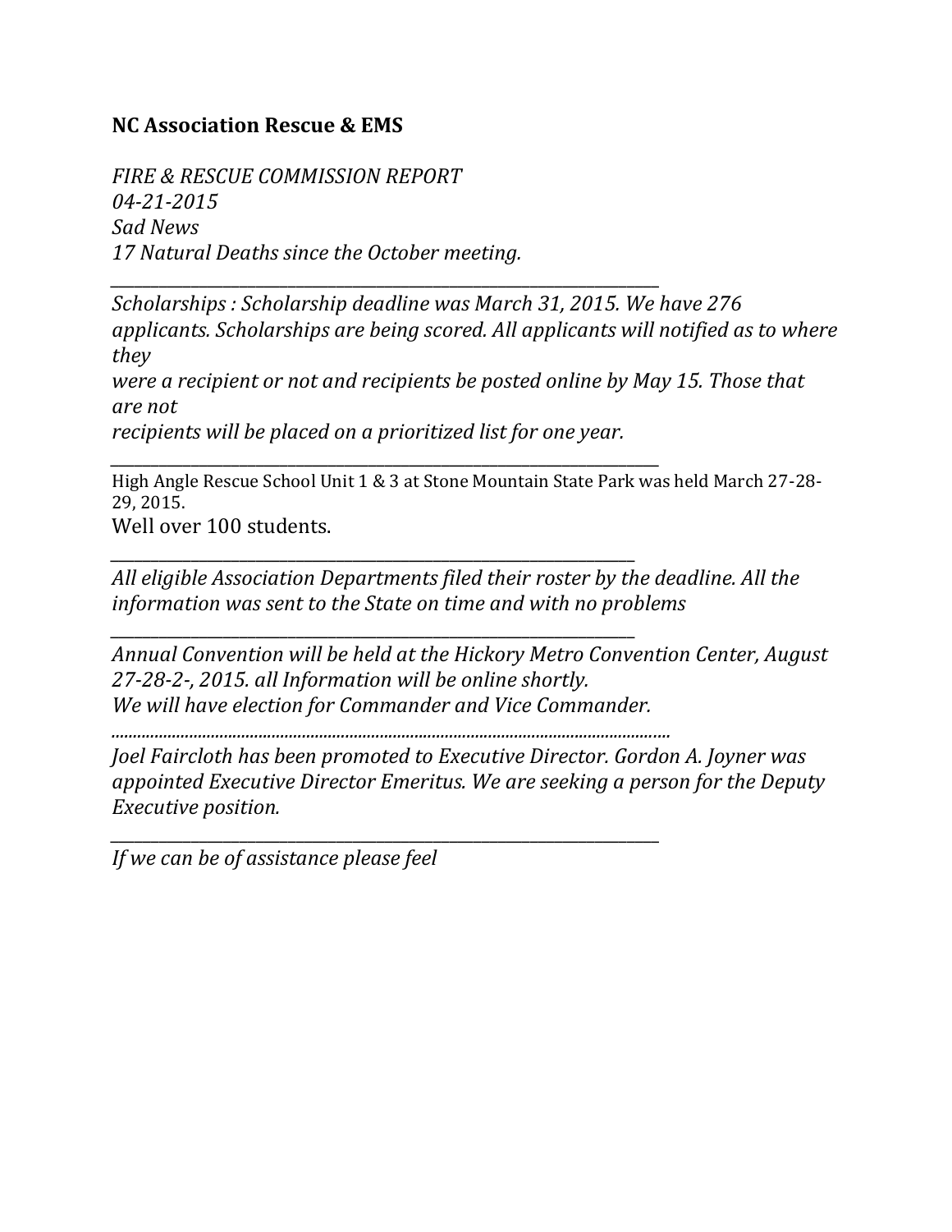**NC Association Rescue & EMS**

*FIRE & RESCUE COMMISSION REPORT*
*04-21-2015*
*Sad News*
*17 Natural Deaths since the October meeting.*

---

*Scholarships : Scholarship deadline was March 31, 2015. We have 276 applicants. Scholarships are being scored. All applicants will notified as to where they*
*were a recipient or not and recipients be posted online by May 15. Those that are not*
*recipients will be placed on a prioritized list for one year.*

---

High Angle Rescue School Unit 1 & 3 at Stone Mountain State Park was held March 27-28-29, 2015.
Well over 100 students.

---

*All eligible Association Departments filed their roster by the deadline. All the information was sent to the State on time and with no problems*

---

*Annual Convention will be held at the Hickory Metro Convention Center, August 27-28-2-, 2015. all Information will be online shortly.*
*We will have election for Commander and Vice Commander.*

...........................................................................................................................

*Joel Faircloth has been promoted to Executive Director. Gordon A. Joyner was appointed Executive Director Emeritus. We are seeking a person for the Deputy Executive position.*

---

*If we can be of assistance please feel*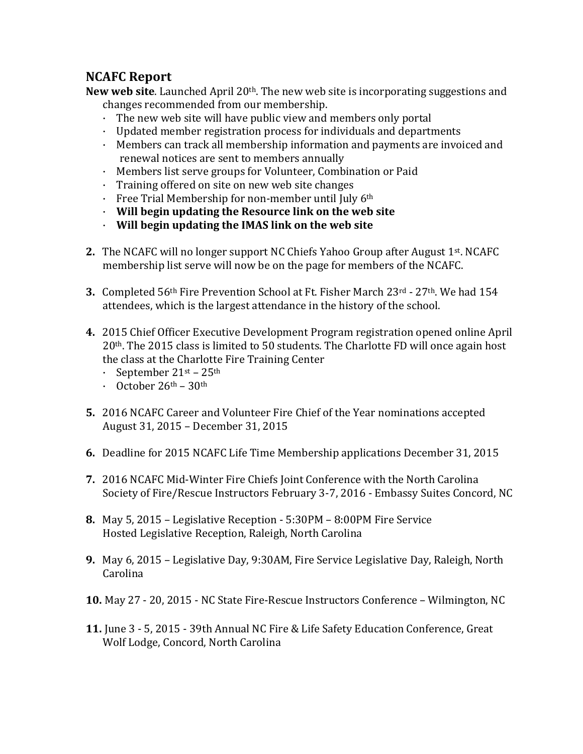## NCAFC Report

**New web site**. Launched April 20th. The new web site is incorporating suggestions and changes recommended from our membership.

- The new web site will have public view and members only portal
- Updated member registration process for individuals and departments
- Members can track all membership information and payments are invoiced and renewal notices are sent to members annually
- Members list serve groups for Volunteer, Combination or Paid
- Training offered on site on new web site changes
- Free Trial Membership for non-member until July 6th
- **Will begin updating the Resource link on the web site**
- **Will begin updating the IMAS link on the web site**

**2.** The NCAFC will no longer support NC Chiefs Yahoo Group after August 1st. NCAFC membership list serve will now be on the page for members of the NCAFC.

**3.** Completed 56th Fire Prevention School at Ft. Fisher March 23rd - 27th. We had 154 attendees, which is the largest attendance in the history of the school.

**4.** 2015 Chief Officer Executive Development Program registration opened online April 20th. The 2015 class is limited to 50 students. The Charlotte FD will once again host the class at the Charlotte Fire Training Center

- September 21st – 25th
- October 26th – 30th

**5.** 2016 NCAFC Career and Volunteer Fire Chief of the Year nominations accepted August 31, 2015 – December 31, 2015

**6.** Deadline for 2015 NCAFC Life Time Membership applications December 31, 2015

**7.** 2016 NCAFC Mid-Winter Fire Chiefs Joint Conference with the North Carolina Society of Fire/Rescue Instructors February 3-7, 2016 - Embassy Suites Concord, NC

**8.** May 5, 2015 – Legislative Reception - 5:30PM – 8:00PM Fire Service Hosted Legislative Reception, Raleigh, North Carolina

**9.** May 6, 2015 – Legislative Day, 9:30AM, Fire Service Legislative Day, Raleigh, North Carolina

**10.** May 27 - 20, 2015 - NC State Fire-Rescue Instructors Conference – Wilmington, NC

**11.** June 3 - 5, 2015 - 39th Annual NC Fire & Life Safety Education Conference, Great Wolf Lodge, Concord, North Carolina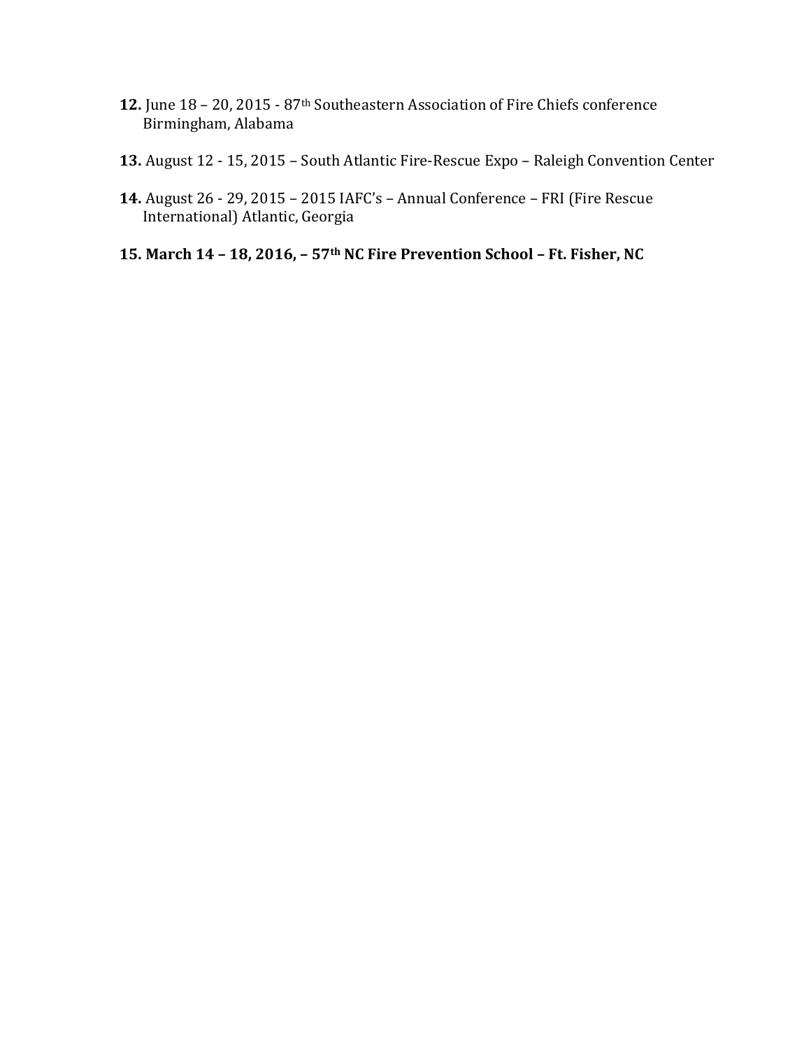**12.** June 18 – 20, 2015 - 87th Southeastern Association of Fire Chiefs conference Birmingham, Alabama

**13.** August 12 - 15, 2015 – South Atlantic Fire-Rescue Expo – Raleigh Convention Center

**14.** August 26 - 29, 2015 – 2015 IAFC's – Annual Conference – FRI (Fire Rescue International) Atlantic, Georgia

**15. March 14 – 18, 2016, – 57th NC Fire Prevention School – Ft. Fisher, NC**